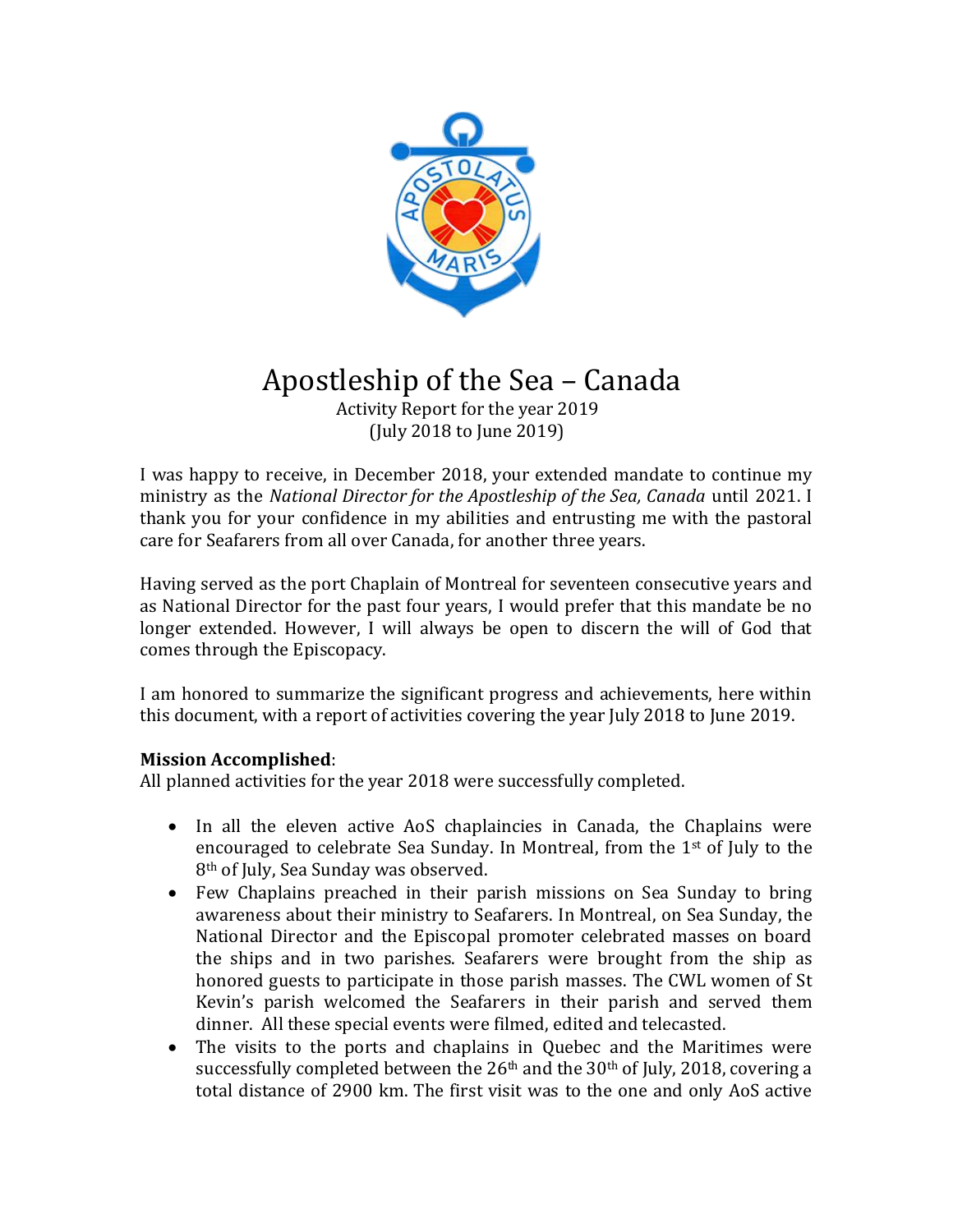# Apostleship of the Sea – Canada

Activity Report for the year 2019
(July 2018 to June 2019)

I was happy to receive, in December 2018, your extended mandate to continue my ministry as the *National Director for the Apostleship of the Sea, Canada* until 2021. I thank you for your confidence in my abilities and entrusting me with the pastoral care for Seafarers from all over Canada, for another three years.

Having served as the port Chaplain of Montreal for seventeen consecutive years and as National Director for the past four years, I would prefer that this mandate be no longer extended. However, I will always be open to discern the will of God that comes through the Episcopacy.

I am honored to summarize the significant progress and achievements, here within this document, with a report of activities covering the year July 2018 to June 2019.

**Mission Accomplished**:
All planned activities for the year 2018 were successfully completed.

- In all the eleven active AoS chaplaincies in Canada, the Chaplains were encouraged to celebrate Sea Sunday. In Montreal, from the 1st of July to the 8th of July, Sea Sunday was observed.
- Few Chaplains preached in their parish missions on Sea Sunday to bring awareness about their ministry to Seafarers. In Montreal, on Sea Sunday, the National Director and the Episcopal promoter celebrated masses on board the ships and in two parishes. Seafarers were brought from the ship as honored guests to participate in those parish masses. The CWL women of St Kevin's parish welcomed the Seafarers in their parish and served them dinner. All these special events were filmed, edited and telecasted.
- The visits to the ports and chaplains in Quebec and the Maritimes were successfully completed between the 26th and the 30th of July, 2018, covering a total distance of 2900 km. The first visit was to the one and only AoS active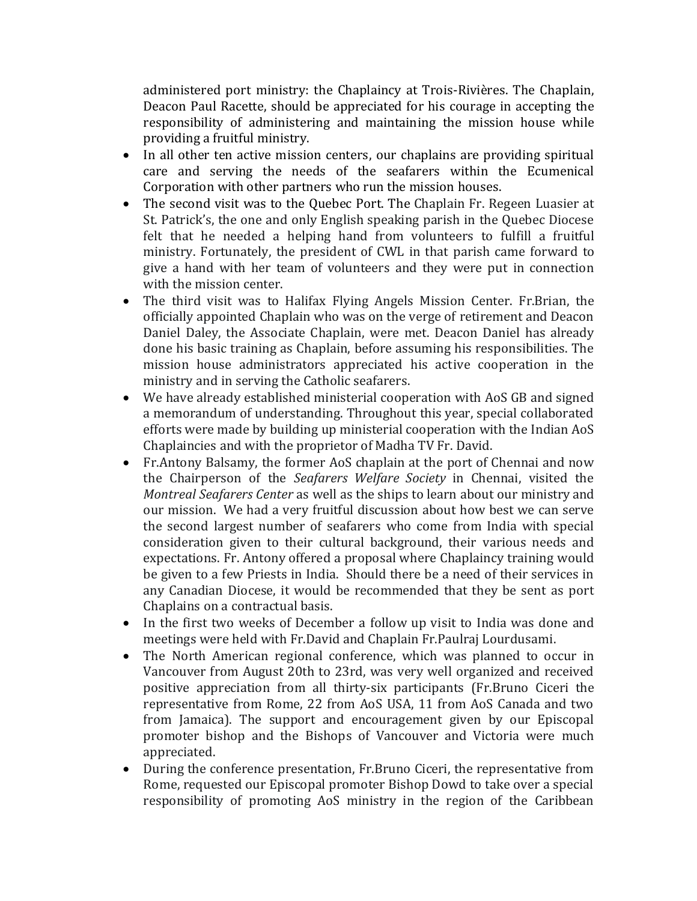administered port ministry: the Chaplaincy at Trois-Rivières. The Chaplain, Deacon Paul Racette, should be appreciated for his courage in accepting the responsibility of administering and maintaining the mission house while providing a fruitful ministry.

- In all other ten active mission centers, our chaplains are providing spiritual care and serving the needs of the seafarers within the Ecumenical Corporation with other partners who run the mission houses.
- The second visit was to the Quebec Port. The Chaplain Fr. Regeen Luasier at St. Patrick's, the one and only English speaking parish in the Quebec Diocese felt that he needed a helping hand from volunteers to fulfill a fruitful ministry. Fortunately, the president of CWL in that parish came forward to give a hand with her team of volunteers and they were put in connection with the mission center.
- The third visit was to Halifax Flying Angels Mission Center. Fr.Brian, the officially appointed Chaplain who was on the verge of retirement and Deacon Daniel Daley, the Associate Chaplain, were met. Deacon Daniel has already done his basic training as Chaplain, before assuming his responsibilities. The mission house administrators appreciated his active cooperation in the ministry and in serving the Catholic seafarers.
- We have already established ministerial cooperation with AoS GB and signed a memorandum of understanding. Throughout this year, special collaborated efforts were made by building up ministerial cooperation with the Indian AoS Chaplaincies and with the proprietor of Madha TV Fr. David.
- Fr.Antony Balsamy, the former AoS chaplain at the port of Chennai and now the Chairperson of the *Seafarers Welfare Society* in Chennai, visited the *Montreal Seafarers Center* as well as the ships to learn about our ministry and our mission. We had a very fruitful discussion about how best we can serve the second largest number of seafarers who come from India with special consideration given to their cultural background, their various needs and expectations. Fr. Antony offered a proposal where Chaplaincy training would be given to a few Priests in India. Should there be a need of their services in any Canadian Diocese, it would be recommended that they be sent as port Chaplains on a contractual basis.
- In the first two weeks of December a follow up visit to India was done and meetings were held with Fr.David and Chaplain Fr.Paulraj Lourdusami.
- The North American regional conference, which was planned to occur in Vancouver from August 20th to 23rd, was very well organized and received positive appreciation from all thirty-six participants (Fr.Bruno Ciceri the representative from Rome, 22 from AoS USA, 11 from AoS Canada and two from Jamaica). The support and encouragement given by our Episcopal promoter bishop and the Bishops of Vancouver and Victoria were much appreciated.
- During the conference presentation, Fr.Bruno Ciceri, the representative from Rome, requested our Episcopal promoter Bishop Dowd to take over a special responsibility of promoting AoS ministry in the region of the Caribbean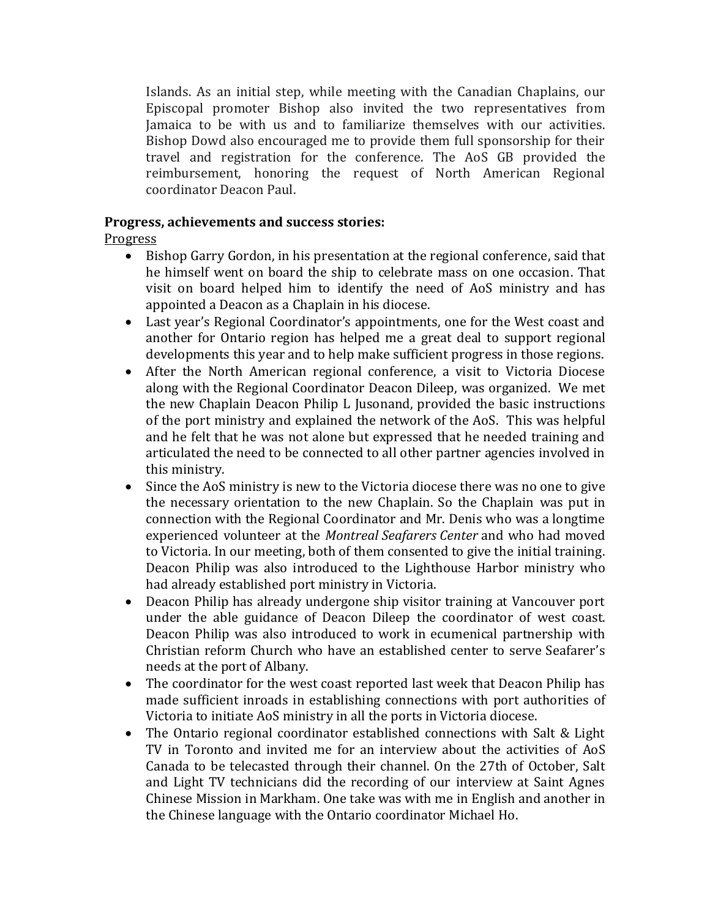Islands. As an initial step, while meeting with the Canadian Chaplains, our Episcopal promoter Bishop also invited the two representatives from Jamaica to be with us and to familiarize themselves with our activities. Bishop Dowd also encouraged me to provide them full sponsorship for their travel and registration for the conference. The AoS GB provided the reimbursement, honoring the request of North American Regional coordinator Deacon Paul.

**Progress, achievements and success stories:**

Progress

- Bishop Garry Gordon, in his presentation at the regional conference, said that he himself went on board the ship to celebrate mass on one occasion. That visit on board helped him to identify the need of AoS ministry and has appointed a Deacon as a Chaplain in his diocese.
- Last year's Regional Coordinator's appointments, one for the West coast and another for Ontario region has helped me a great deal to support regional developments this year and to help make sufficient progress in those regions.
- After the North American regional conference, a visit to Victoria Diocese along with the Regional Coordinator Deacon Dileep, was organized. We met the new Chaplain Deacon Philip L Jusonand, provided the basic instructions of the port ministry and explained the network of the AoS. This was helpful and he felt that he was not alone but expressed that he needed training and articulated the need to be connected to all other partner agencies involved in this ministry.
- Since the AoS ministry is new to the Victoria diocese there was no one to give the necessary orientation to the new Chaplain. So the Chaplain was put in connection with the Regional Coordinator and Mr. Denis who was a longtime experienced volunteer at the *Montreal Seafarers Center* and who had moved to Victoria. In our meeting, both of them consented to give the initial training. Deacon Philip was also introduced to the Lighthouse Harbor ministry who had already established port ministry in Victoria.
- Deacon Philip has already undergone ship visitor training at Vancouver port under the able guidance of Deacon Dileep the coordinator of west coast. Deacon Philip was also introduced to work in ecumenical partnership with Christian reform Church who have an established center to serve Seafarer's needs at the port of Albany.
- The coordinator for the west coast reported last week that Deacon Philip has made sufficient inroads in establishing connections with port authorities of Victoria to initiate AoS ministry in all the ports in Victoria diocese.
- The Ontario regional coordinator established connections with Salt & Light TV in Toronto and invited me for an interview about the activities of AoS Canada to be telecasted through their channel. On the 27th of October, Salt and Light TV technicians did the recording of our interview at Saint Agnes Chinese Mission in Markham. One take was with me in English and another in the Chinese language with the Ontario coordinator Michael Ho.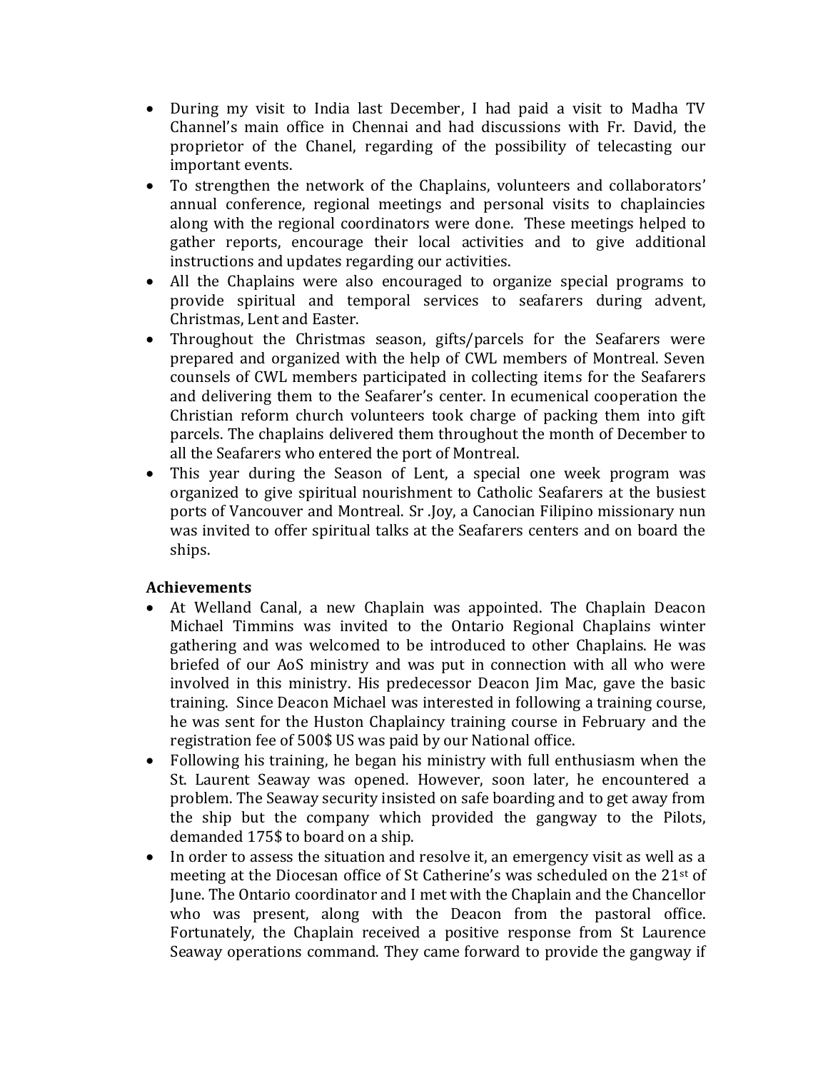- During my visit to India last December, I had paid a visit to Madha TV Channel's main office in Chennai and had discussions with Fr. David, the proprietor of the Chanel, regarding of the possibility of telecasting our important events.
- To strengthen the network of the Chaplains, volunteers and collaborators' annual conference, regional meetings and personal visits to chaplaincies along with the regional coordinators were done. These meetings helped to gather reports, encourage their local activities and to give additional instructions and updates regarding our activities.
- All the Chaplains were also encouraged to organize special programs to provide spiritual and temporal services to seafarers during advent, Christmas, Lent and Easter.
- Throughout the Christmas season, gifts/parcels for the Seafarers were prepared and organized with the help of CWL members of Montreal. Seven counsels of CWL members participated in collecting items for the Seafarers and delivering them to the Seafarer's center. In ecumenical cooperation the Christian reform church volunteers took charge of packing them into gift parcels. The chaplains delivered them throughout the month of December to all the Seafarers who entered the port of Montreal.
- This year during the Season of Lent, a special one week program was organized to give spiritual nourishment to Catholic Seafarers at the busiest ports of Vancouver and Montreal. Sr .Joy, a Canocian Filipino missionary nun was invited to offer spiritual talks at the Seafarers centers and on board the ships.

**Achievements**

- At Welland Canal, a new Chaplain was appointed. The Chaplain Deacon Michael Timmins was invited to the Ontario Regional Chaplains winter gathering and was welcomed to be introduced to other Chaplains. He was briefed of our AoS ministry and was put in connection with all who were involved in this ministry. His predecessor Deacon Jim Mac, gave the basic training. Since Deacon Michael was interested in following a training course, he was sent for the Huston Chaplaincy training course in February and the registration fee of 500$ US was paid by our National office.
- Following his training, he began his ministry with full enthusiasm when the St. Laurent Seaway was opened. However, soon later, he encountered a problem. The Seaway security insisted on safe boarding and to get away from the ship but the company which provided the gangway to the Pilots, demanded 175$ to board on a ship.
- In order to assess the situation and resolve it, an emergency visit as well as a meeting at the Diocesan office of St Catherine's was scheduled on the 21st of June. The Ontario coordinator and I met with the Chaplain and the Chancellor who was present, along with the Deacon from the pastoral office. Fortunately, the Chaplain received a positive response from St Laurence Seaway operations command. They came forward to provide the gangway if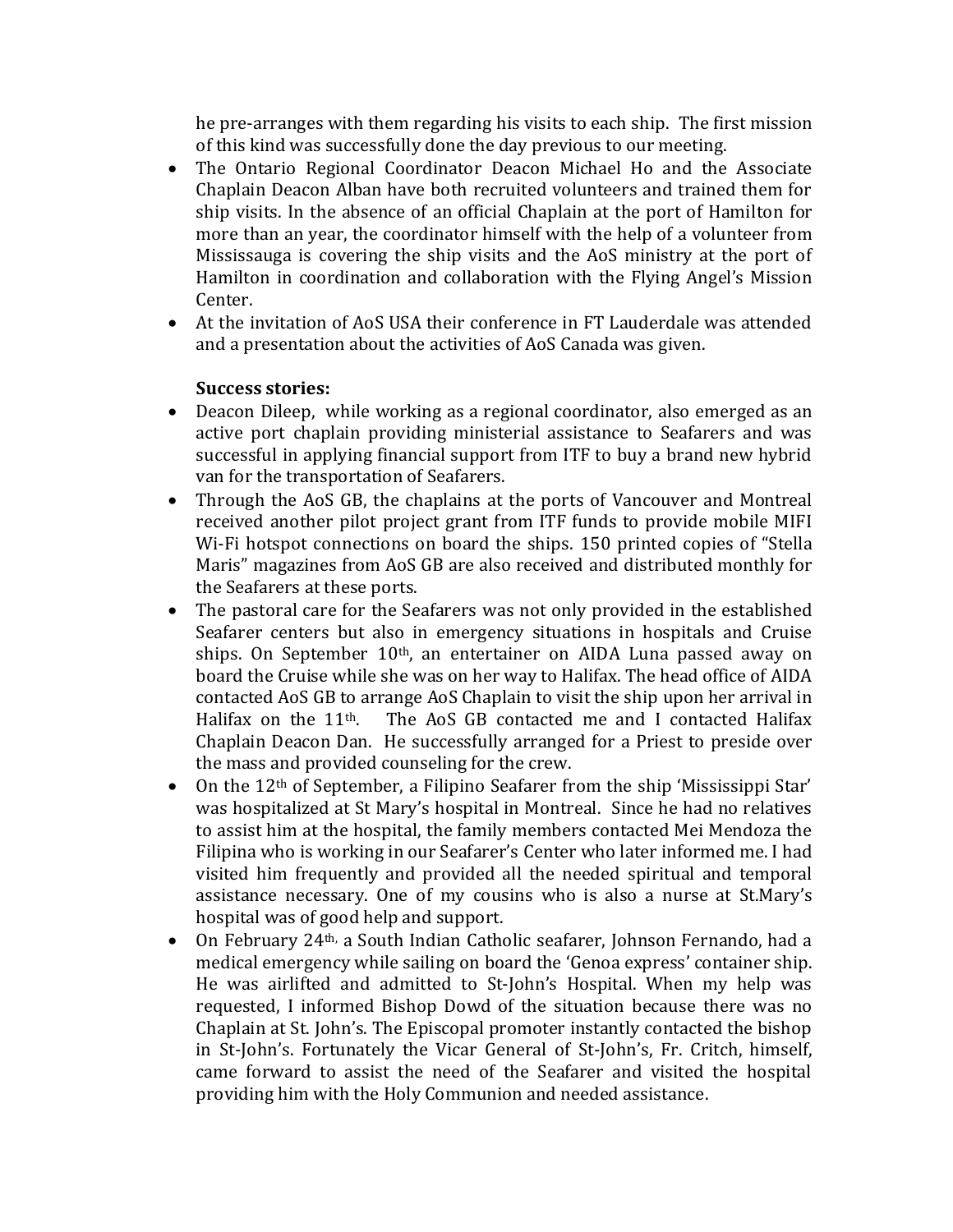he pre-arranges with them regarding his visits to each ship. The first mission of this kind was successfully done the day previous to our meeting.

- The Ontario Regional Coordinator Deacon Michael Ho and the Associate Chaplain Deacon Alban have both recruited volunteers and trained them for ship visits. In the absence of an official Chaplain at the port of Hamilton for more than an year, the coordinator himself with the help of a volunteer from Mississauga is covering the ship visits and the AoS ministry at the port of Hamilton in coordination and collaboration with the Flying Angel's Mission Center.
- At the invitation of AoS USA their conference in FT Lauderdale was attended and a presentation about the activities of AoS Canada was given.

**Success stories:**

- Deacon Dileep, while working as a regional coordinator, also emerged as an active port chaplain providing ministerial assistance to Seafarers and was successful in applying financial support from ITF to buy a brand new hybrid van for the transportation of Seafarers.
- Through the AoS GB, the chaplains at the ports of Vancouver and Montreal received another pilot project grant from ITF funds to provide mobile MIFI Wi-Fi hotspot connections on board the ships. 150 printed copies of "Stella Maris" magazines from AoS GB are also received and distributed monthly for the Seafarers at these ports.
- The pastoral care for the Seafarers was not only provided in the established Seafarer centers but also in emergency situations in hospitals and Cruise ships. On September 10th, an entertainer on AIDA Luna passed away on board the Cruise while she was on her way to Halifax. The head office of AIDA contacted AoS GB to arrange AoS Chaplain to visit the ship upon her arrival in Halifax on the 11th. The AoS GB contacted me and I contacted Halifax Chaplain Deacon Dan. He successfully arranged for a Priest to preside over the mass and provided counseling for the crew.
- On the 12th of September, a Filipino Seafarer from the ship 'Mississippi Star' was hospitalized at St Mary's hospital in Montreal. Since he had no relatives to assist him at the hospital, the family members contacted Mei Mendoza the Filipina who is working in our Seafarer's Center who later informed me. I had visited him frequently and provided all the needed spiritual and temporal assistance necessary. One of my cousins who is also a nurse at St.Mary's hospital was of good help and support.
- On February 24th, a South Indian Catholic seafarer, Johnson Fernando, had a medical emergency while sailing on board the 'Genoa express' container ship. He was airlifted and admitted to St-John's Hospital. When my help was requested, I informed Bishop Dowd of the situation because there was no Chaplain at St. John's. The Episcopal promoter instantly contacted the bishop in St-John's. Fortunately the Vicar General of St-John's, Fr. Critch, himself, came forward to assist the need of the Seafarer and visited the hospital providing him with the Holy Communion and needed assistance.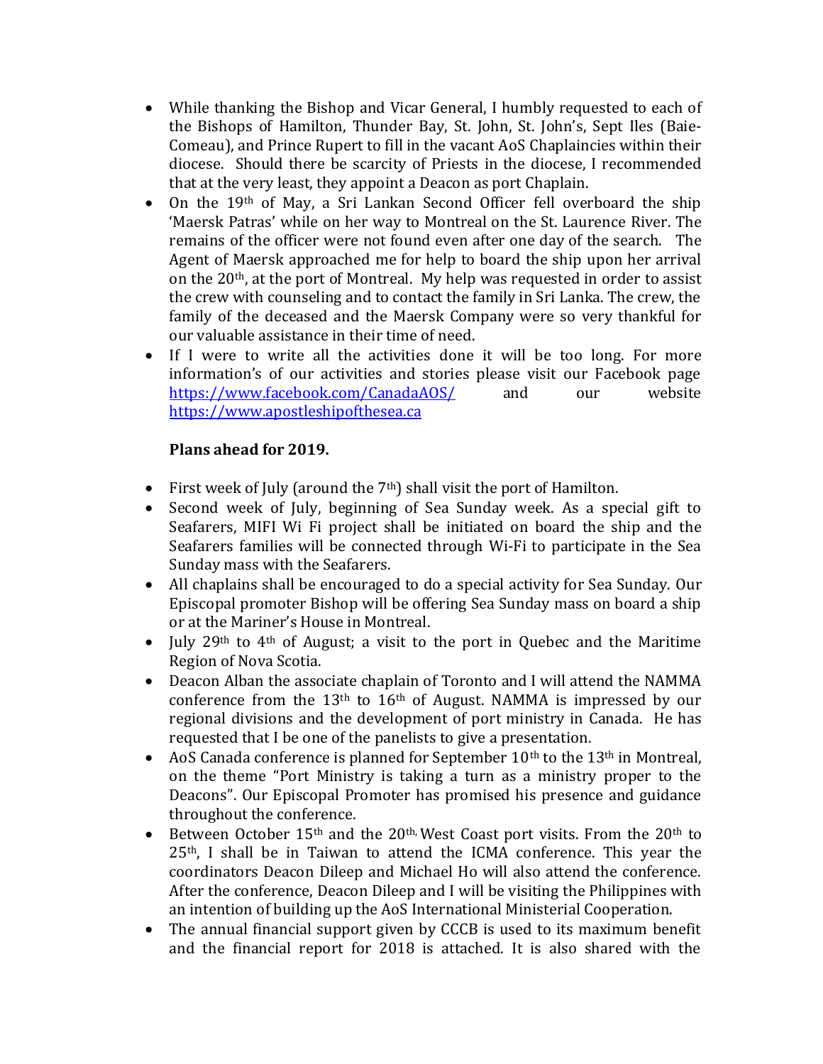- While thanking the Bishop and Vicar General, I humbly requested to each of the Bishops of Hamilton, Thunder Bay, St. John, St. John's, Sept Iles (Baie-Comeau), and Prince Rupert to fill in the vacant AoS Chaplaincies within their diocese. Should there be scarcity of Priests in the diocese, I recommended that at the very least, they appoint a Deacon as port Chaplain.
- On the 19th of May, a Sri Lankan Second Officer fell overboard the ship 'Maersk Patras' while on her way to Montreal on the St. Laurence River. The remains of the officer were not found even after one day of the search. The Agent of Maersk approached me for help to board the ship upon her arrival on the 20th, at the port of Montreal. My help was requested in order to assist the crew with counseling and to contact the family in Sri Lanka. The crew, the family of the deceased and the Maersk Company were so very thankful for our valuable assistance in their time of need.
- If I were to write all the activities done it will be too long. For more information's of our activities and stories please visit our Facebook page https://www.facebook.com/CanadaAOS/ and our website https://www.apostleshipofthesea.ca

**Plans ahead for 2019.**

- First week of July (around the 7th) shall visit the port of Hamilton.
- Second week of July, beginning of Sea Sunday week. As a special gift to Seafarers, MIFI Wi Fi project shall be initiated on board the ship and the Seafarers families will be connected through Wi-Fi to participate in the Sea Sunday mass with the Seafarers.
- All chaplains shall be encouraged to do a special activity for Sea Sunday. Our Episcopal promoter Bishop will be offering Sea Sunday mass on board a ship or at the Mariner's House in Montreal.
- July 29th to 4th of August; a visit to the port in Quebec and the Maritime Region of Nova Scotia.
- Deacon Alban the associate chaplain of Toronto and I will attend the NAMMA conference from the 13th to 16th of August. NAMMA is impressed by our regional divisions and the development of port ministry in Canada. He has requested that I be one of the panelists to give a presentation.
- AoS Canada conference is planned for September 10th to the 13th in Montreal, on the theme "Port Ministry is taking a turn as a ministry proper to the Deacons". Our Episcopal Promoter has promised his presence and guidance throughout the conference.
- Between October 15th and the 20th, West Coast port visits. From the 20th to 25th, I shall be in Taiwan to attend the ICMA conference. This year the coordinators Deacon Dileep and Michael Ho will also attend the conference. After the conference, Deacon Dileep and I will be visiting the Philippines with an intention of building up the AoS International Ministerial Cooperation.
- The annual financial support given by CCCB is used to its maximum benefit and the financial report for 2018 is attached. It is also shared with the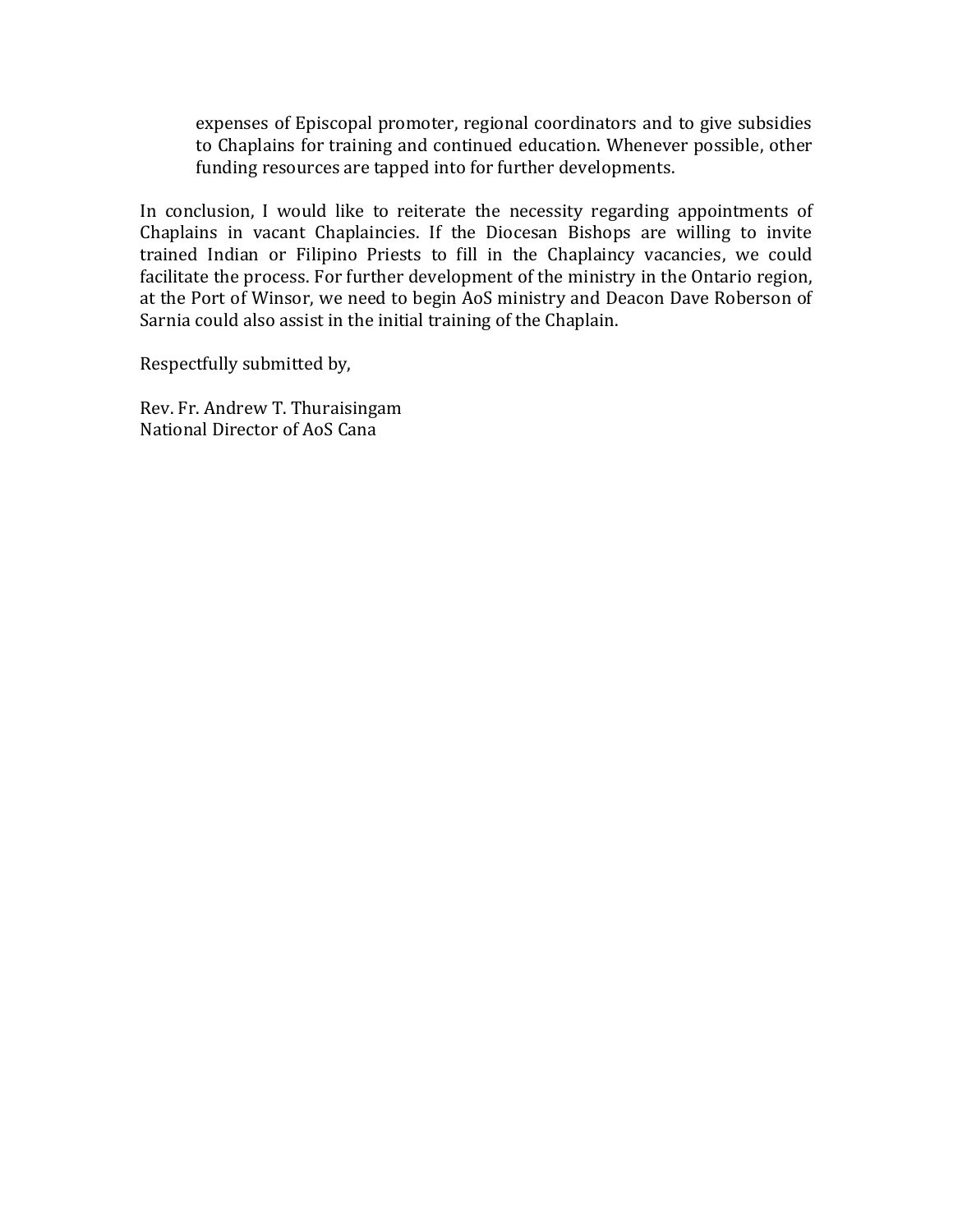expenses of Episcopal promoter, regional coordinators and to give subsidies to Chaplains for training and continued education. Whenever possible, other funding resources are tapped into for further developments.

In conclusion, I would like to reiterate the necessity regarding appointments of Chaplains in vacant Chaplaincies. If the Diocesan Bishops are willing to invite trained Indian or Filipino Priests to fill in the Chaplaincy vacancies, we could facilitate the process. For further development of the ministry in the Ontario region, at the Port of Winsor, we need to begin AoS ministry and Deacon Dave Roberson of Sarnia could also assist in the initial training of the Chaplain.

Respectfully submitted by,

Rev. Fr. Andrew T. Thuraisingam
National Director of AoS Cana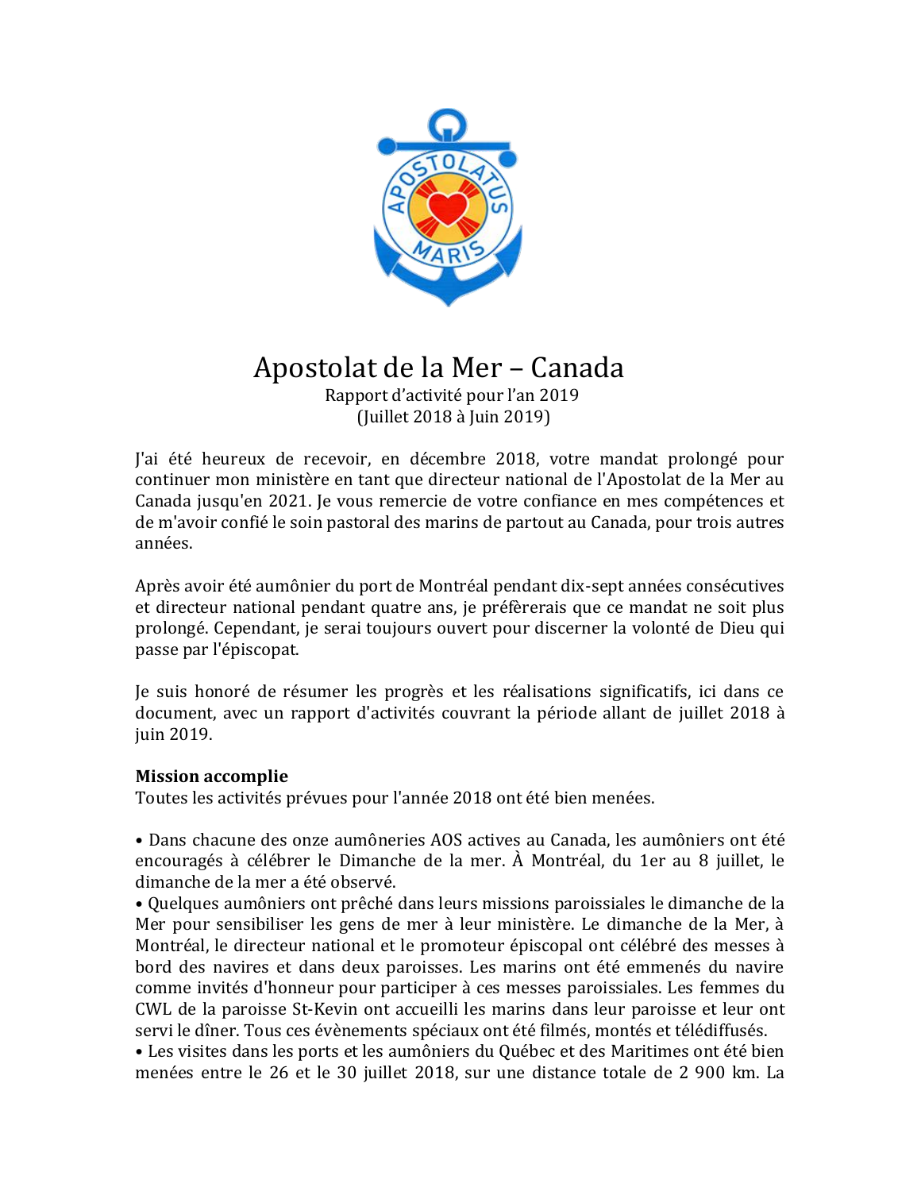# Apostolat de la Mer – Canada

Rapport d'activité pour l'an 2019
(Juillet 2018 à Juin 2019)

J'ai été heureux de recevoir, en décembre 2018, votre mandat prolongé pour continuer mon ministère en tant que directeur national de l'Apostolat de la Mer au Canada jusqu'en 2021. Je vous remercie de votre confiance en mes compétences et de m'avoir confié le soin pastoral des marins de partout au Canada, pour trois autres années.

Après avoir été aumônier du port de Montréal pendant dix-sept années consécutives et directeur national pendant quatre ans, je préfèrerais que ce mandat ne soit plus prolongé. Cependant, je serai toujours ouvert pour discerner la volonté de Dieu qui passe par l'épiscopat.

Je suis honoré de résumer les progrès et les réalisations significatifs, ici dans ce document, avec un rapport d'activités couvrant la période allant de juillet 2018 à juin 2019.

**Mission accomplie**
Toutes les activités prévues pour l'année 2018 ont été bien menées.

- Dans chacune des onze aumôneries AOS actives au Canada, les aumôniers ont été encouragés à célébrer le Dimanche de la mer. À Montréal, du 1er au 8 juillet, le dimanche de la mer a été observé.
- Quelques aumôniers ont prêché dans leurs missions paroissiales le dimanche de la Mer pour sensibiliser les gens de mer à leur ministère. Le dimanche de la Mer, à Montréal, le directeur national et le promoteur épiscopal ont célébré des messes à bord des navires et dans deux paroisses. Les marins ont été emmenés du navire comme invités d'honneur pour participer à ces messes paroissiales. Les femmes du CWL de la paroisse St-Kevin ont accueilli les marins dans leur paroisse et leur ont servi le dîner. Tous ces évènements spéciaux ont été filmés, montés et télédiffusés.
- Les visites dans les ports et les aumôniers du Québec et des Maritimes ont été bien menées entre le 26 et le 30 juillet 2018, sur une distance totale de 2 900 km. La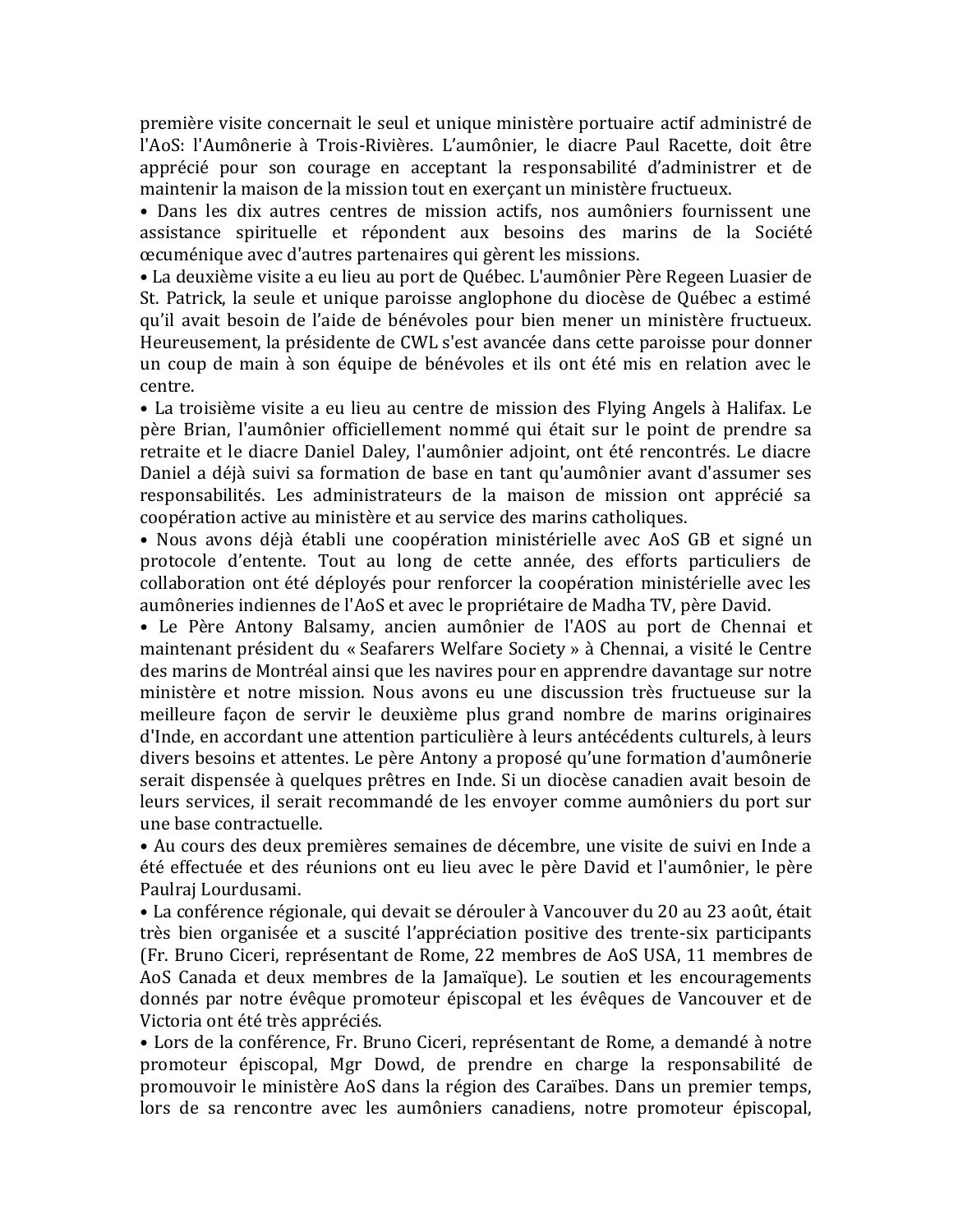première visite concernait le seul et unique ministère portuaire actif administré de l'AoS: l'Aumônerie à Trois-Rivières. L'aumônier, le diacre Paul Racette, doit être apprécié pour son courage en acceptant la responsabilité d'administrer et de maintenir la maison de la mission tout en exerçant un ministère fructueux.

- Dans les dix autres centres de mission actifs, nos aumôniers fournissent une assistance spirituelle et répondent aux besoins des marins de la Société œcuménique avec d'autres partenaires qui gèrent les missions.
- La deuxième visite a eu lieu au port de Québec. L'aumônier Père Regeen Luasier de St. Patrick, la seule et unique paroisse anglophone du diocèse de Québec a estimé qu'il avait besoin de l'aide de bénévoles pour bien mener un ministère fructueux. Heureusement, la présidente de CWL s'est avancée dans cette paroisse pour donner un coup de main à son équipe de bénévoles et ils ont été mis en relation avec le centre.
- La troisième visite a eu lieu au centre de mission des Flying Angels à Halifax. Le père Brian, l'aumônier officiellement nommé qui était sur le point de prendre sa retraite et le diacre Daniel Daley, l'aumônier adjoint, ont été rencontrés. Le diacre Daniel a déjà suivi sa formation de base en tant qu'aumônier avant d'assumer ses responsabilités. Les administrateurs de la maison de mission ont apprécié sa coopération active au ministère et au service des marins catholiques.
- Nous avons déjà établi une coopération ministérielle avec AoS GB et signé un protocole d'entente. Tout au long de cette année, des efforts particuliers de collaboration ont été déployés pour renforcer la coopération ministérielle avec les aumôneries indiennes de l'AoS et avec le propriétaire de Madha TV, père David.
- Le Père Antony Balsamy, ancien aumônier de l'AOS au port de Chennai et maintenant président du « Seafarers Welfare Society » à Chennai, a visité le Centre des marins de Montréal ainsi que les navires pour en apprendre davantage sur notre ministère et notre mission. Nous avons eu une discussion très fructueuse sur la meilleure façon de servir le deuxième plus grand nombre de marins originaires d'Inde, en accordant une attention particulière à leurs antécédents culturels, à leurs divers besoins et attentes. Le père Antony a proposé qu'une formation d'aumônerie serait dispensée à quelques prêtres en Inde. Si un diocèse canadien avait besoin de leurs services, il serait recommandé de les envoyer comme aumôniers du port sur une base contractuelle.
- Au cours des deux premières semaines de décembre, une visite de suivi en Inde a été effectuée et des réunions ont eu lieu avec le père David et l'aumônier, le père Paulraj Lourdusami.
- La conférence régionale, qui devait se dérouler à Vancouver du 20 au 23 août, était très bien organisée et a suscité l'appréciation positive des trente-six participants (Fr. Bruno Ciceri, représentant de Rome, 22 membres de AoS USA, 11 membres de AoS Canada et deux membres de la Jamaïque). Le soutien et les encouragements donnés par notre évêque promoteur épiscopal et les évêques de Vancouver et de Victoria ont été très appréciés.
- Lors de la conférence, Fr. Bruno Ciceri, représentant de Rome, a demandé à notre promoteur épiscopal, Mgr Dowd, de prendre en charge la responsabilité de promouvoir le ministère AoS dans la région des Caraïbes. Dans un premier temps, lors de sa rencontre avec les aumôniers canadiens, notre promoteur épiscopal,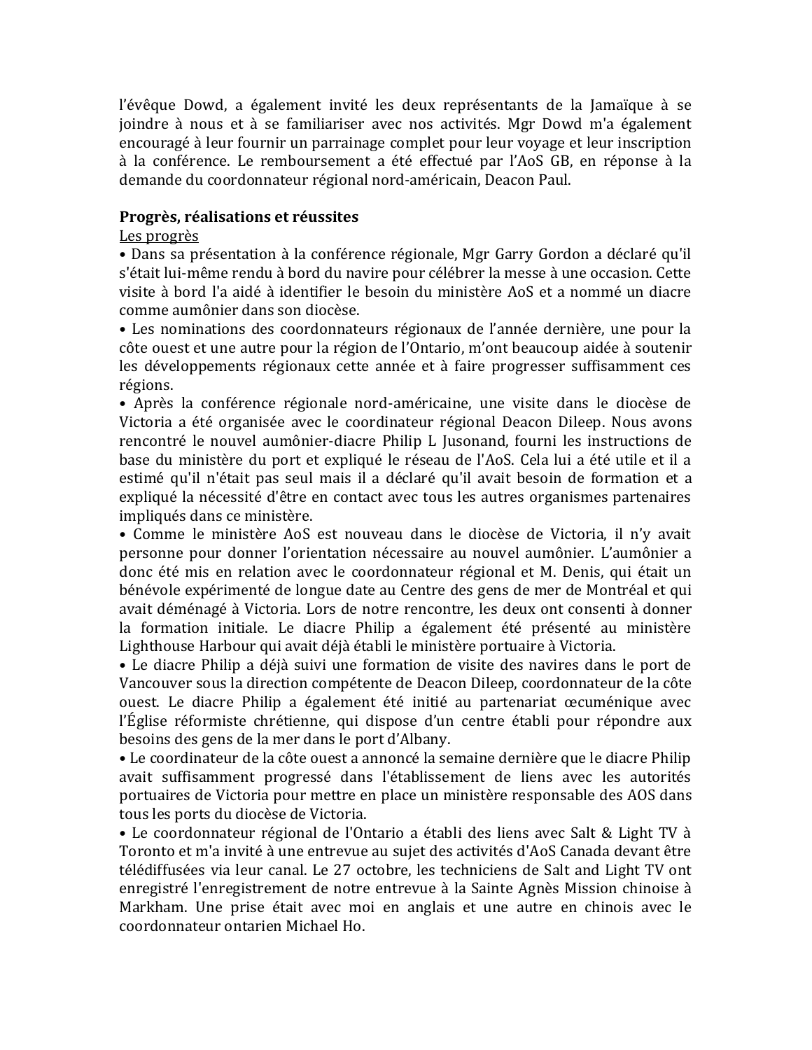l'évêque Dowd, a également invité les deux représentants de la Jamaïque à se joindre à nous et à se familiariser avec nos activités. Mgr Dowd m'a également encouragé à leur fournir un parrainage complet pour leur voyage et leur inscription à la conférence. Le remboursement a été effectué par l'AoS GB, en réponse à la demande du coordonnateur régional nord-américain, Deacon Paul.

**Progrès, réalisations et réussites**

Les progrès

- Dans sa présentation à la conférence régionale, Mgr Garry Gordon a déclaré qu'il s'était lui-même rendu à bord du navire pour célébrer la messe à une occasion. Cette visite à bord l'a aidé à identifier le besoin du ministère AoS et a nommé un diacre comme aumônier dans son diocèse.
- Les nominations des coordonnateurs régionaux de l'année dernière, une pour la côte ouest et une autre pour la région de l'Ontario, m'ont beaucoup aidée à soutenir les développements régionaux cette année et à faire progresser suffisamment ces régions.
- Après la conférence régionale nord-américaine, une visite dans le diocèse de Victoria a été organisée avec le coordinateur régional Deacon Dileep. Nous avons rencontré le nouvel aumônier-diacre Philip L Jusonand, fourni les instructions de base du ministère du port et expliqué le réseau de l'AoS. Cela lui a été utile et il a estimé qu'il n'était pas seul mais il a déclaré qu'il avait besoin de formation et a expliqué la nécessité d'être en contact avec tous les autres organismes partenaires impliqués dans ce ministère.
- Comme le ministère AoS est nouveau dans le diocèse de Victoria, il n'y avait personne pour donner l'orientation nécessaire au nouvel aumônier. L'aumônier a donc été mis en relation avec le coordonnateur régional et M. Denis, qui était un bénévole expérimenté de longue date au Centre des gens de mer de Montréal et qui avait déménagé à Victoria. Lors de notre rencontre, les deux ont consenti à donner la formation initiale. Le diacre Philip a également été présenté au ministère Lighthouse Harbour qui avait déjà établi le ministère portuaire à Victoria.
- Le diacre Philip a déjà suivi une formation de visite des navires dans le port de Vancouver sous la direction compétente de Deacon Dileep, coordonnateur de la côte ouest. Le diacre Philip a également été initié au partenariat œcuménique avec l'Église réformiste chrétienne, qui dispose d'un centre établi pour répondre aux besoins des gens de la mer dans le port d'Albany.
- Le coordinateur de la côte ouest a annoncé la semaine dernière que le diacre Philip avait suffisamment progressé dans l'établissement de liens avec les autorités portuaires de Victoria pour mettre en place un ministère responsable des AOS dans tous les ports du diocèse de Victoria.
- Le coordonnateur régional de l'Ontario a établi des liens avec Salt & Light TV à Toronto et m'a invité à une entrevue au sujet des activités d'AoS Canada devant être télédiffusées via leur canal. Le 27 octobre, les techniciens de Salt and Light TV ont enregistré l'enregistrement de notre entrevue à la Sainte Agnès Mission chinoise à Markham. Une prise était avec moi en anglais et une autre en chinois avec le coordonnateur ontarien Michael Ho.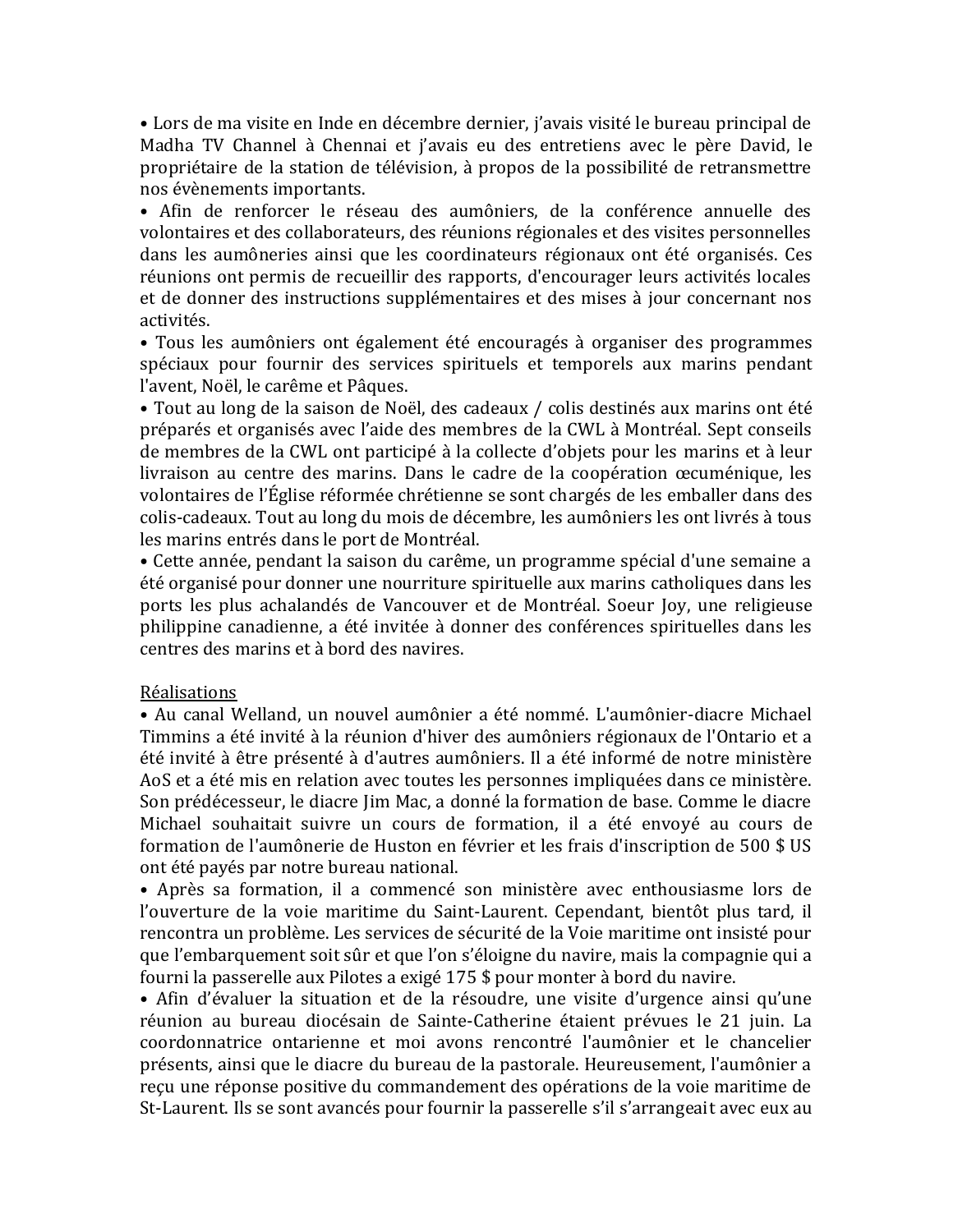- Lors de ma visite en Inde en décembre dernier, j'avais visité le bureau principal de Madha TV Channel à Chennai et j'avais eu des entretiens avec le père David, le propriétaire de la station de télévision, à propos de la possibilité de retransmettre nos évènements importants.
- Afin de renforcer le réseau des aumôniers, de la conférence annuelle des volontaires et des collaborateurs, des réunions régionales et des visites personnelles dans les aumôneries ainsi que les coordinateurs régionaux ont été organisés. Ces réunions ont permis de recueillir des rapports, d'encourager leurs activités locales et de donner des instructions supplémentaires et des mises à jour concernant nos activités.
- Tous les aumôniers ont également été encouragés à organiser des programmes spéciaux pour fournir des services spirituels et temporels aux marins pendant l'avent, Noël, le carême et Pâques.
- Tout au long de la saison de Noël, des cadeaux / colis destinés aux marins ont été préparés et organisés avec l'aide des membres de la CWL à Montréal. Sept conseils de membres de la CWL ont participé à la collecte d'objets pour les marins et à leur livraison au centre des marins. Dans le cadre de la coopération œcuménique, les volontaires de l'Église réformée chrétienne se sont chargés de les emballer dans des colis-cadeaux. Tout au long du mois de décembre, les aumôniers les ont livrés à tous les marins entrés dans le port de Montréal.
- Cette année, pendant la saison du carême, un programme spécial d'une semaine a été organisé pour donner une nourriture spirituelle aux marins catholiques dans les ports les plus achalandés de Vancouver et de Montréal. Soeur Joy, une religieuse philippine canadienne, a été invitée à donner des conférences spirituelles dans les centres des marins et à bord des navires.

<u>Réalisations</u>

- Au canal Welland, un nouvel aumônier a été nommé. L'aumônier-diacre Michael Timmins a été invité à la réunion d'hiver des aumôniers régionaux de l'Ontario et a été invité à être présenté à d'autres aumôniers. Il a été informé de notre ministère AoS et a été mis en relation avec toutes les personnes impliquées dans ce ministère. Son prédécesseur, le diacre Jim Mac, a donné la formation de base. Comme le diacre Michael souhaitait suivre un cours de formation, il a été envoyé au cours de formation de l'aumônerie de Huston en février et les frais d'inscription de 500 $ US ont été payés par notre bureau national.
- Après sa formation, il a commencé son ministère avec enthousiasme lors de l'ouverture de la voie maritime du Saint-Laurent. Cependant, bientôt plus tard, il rencontra un problème. Les services de sécurité de la Voie maritime ont insisté pour que l'embarquement soit sûr et que l'on s'éloigne du navire, mais la compagnie qui a fourni la passerelle aux Pilotes a exigé 175 $ pour monter à bord du navire.
- Afin d'évaluer la situation et de la résoudre, une visite d'urgence ainsi qu'une réunion au bureau diocésain de Sainte-Catherine étaient prévues le 21 juin. La coordonnatrice ontarienne et moi avons rencontré l'aumônier et le chancelier présents, ainsi que le diacre du bureau de la pastorale. Heureusement, l'aumônier a reçu une réponse positive du commandement des opérations de la voie maritime de St-Laurent. Ils se sont avancés pour fournir la passerelle s'il s'arrangeait avec eux au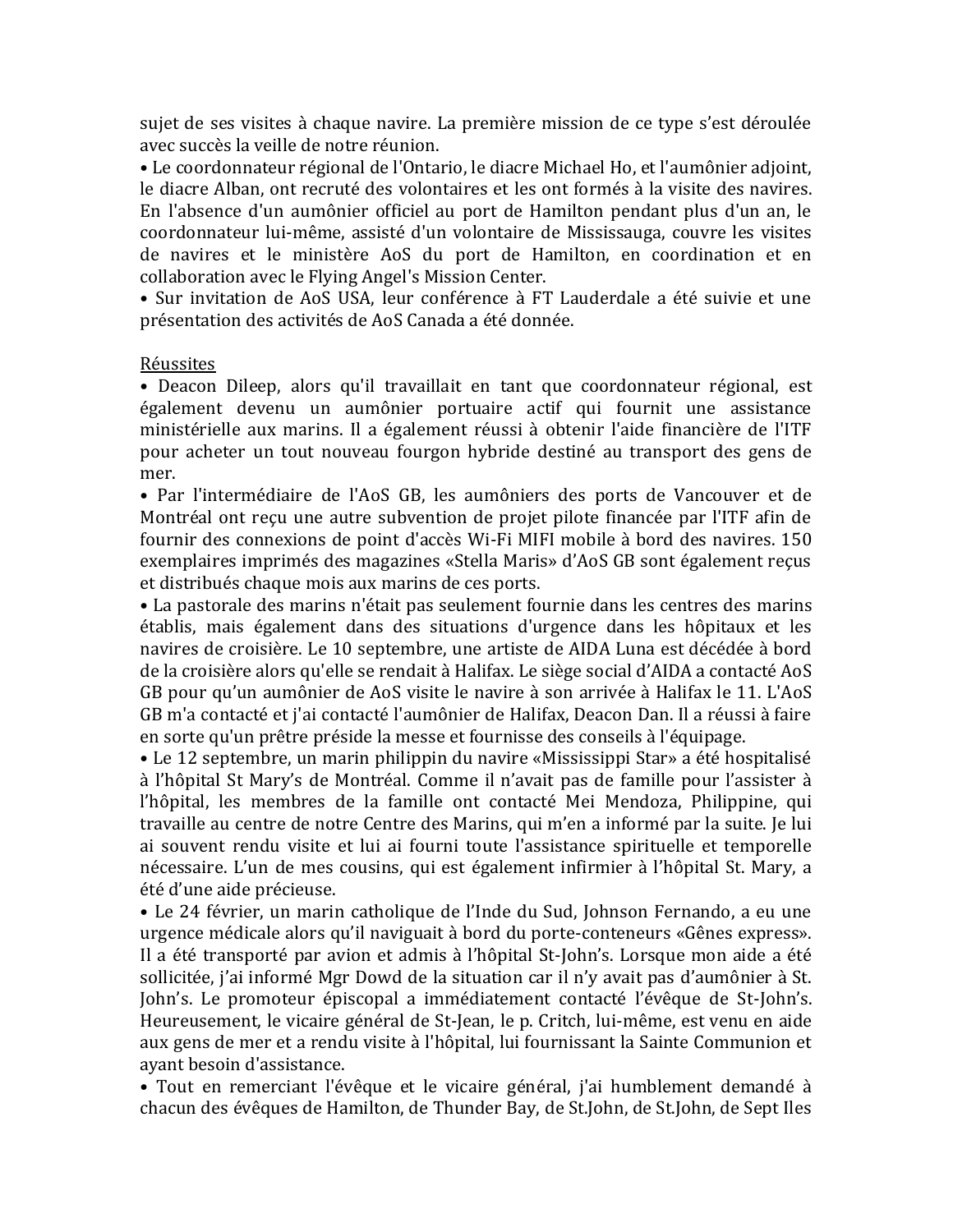sujet de ses visites à chaque navire. La première mission de ce type s'est déroulée avec succès la veille de notre réunion.

• Le coordonnateur régional de l'Ontario, le diacre Michael Ho, et l'aumônier adjoint, le diacre Alban, ont recruté des volontaires et les ont formés à la visite des navires. En l'absence d'un aumônier officiel au port de Hamilton pendant plus d'un an, le coordonnateur lui-même, assisté d'un volontaire de Mississauga, couvre les visites de navires et le ministère AoS du port de Hamilton, en coordination et en collaboration avec le Flying Angel's Mission Center.

• Sur invitation de AoS USA, leur conférence à FT Lauderdale a été suivie et une présentation des activités de AoS Canada a été donnée.

<u>Réussites</u>

• Deacon Dileep, alors qu'il travaillait en tant que coordonnateur régional, est également devenu un aumônier portuaire actif qui fournit une assistance ministérielle aux marins. Il a également réussi à obtenir l'aide financière de l'ITF pour acheter un tout nouveau fourgon hybride destiné au transport des gens de mer.

• Par l'intermédiaire de l'AoS GB, les aumôniers des ports de Vancouver et de Montréal ont reçu une autre subvention de projet pilote financée par l'ITF afin de fournir des connexions de point d'accès Wi-Fi MIFI mobile à bord des navires. 150 exemplaires imprimés des magazines «Stella Maris» d'AoS GB sont également reçus et distribués chaque mois aux marins de ces ports.

• La pastorale des marins n'était pas seulement fournie dans les centres des marins établis, mais également dans des situations d'urgence dans les hôpitaux et les navires de croisière. Le 10 septembre, une artiste de AIDA Luna est décédée à bord de la croisière alors qu'elle se rendait à Halifax. Le siège social d'AIDA a contacté AoS GB pour qu'un aumônier de AoS visite le navire à son arrivée à Halifax le 11. L'AoS GB m'a contacté et j'ai contacté l'aumônier de Halifax, Deacon Dan. Il a réussi à faire en sorte qu'un prêtre préside la messe et fournisse des conseils à l'équipage.

• Le 12 septembre, un marin philippin du navire «Mississippi Star» a été hospitalisé à l'hôpital St Mary's de Montréal. Comme il n'avait pas de famille pour l'assister à l'hôpital, les membres de la famille ont contacté Mei Mendoza, Philippine, qui travaille au centre de notre Centre des Marins, qui m'en a informé par la suite. Je lui ai souvent rendu visite et lui ai fourni toute l'assistance spirituelle et temporelle nécessaire. L'un de mes cousins, qui est également infirmier à l'hôpital St. Mary, a été d'une aide précieuse.

• Le 24 février, un marin catholique de l'Inde du Sud, Johnson Fernando, a eu une urgence médicale alors qu'il naviguait à bord du porte-conteneurs «Gênes express». Il a été transporté par avion et admis à l'hôpital St-John's. Lorsque mon aide a été sollicitée, j'ai informé Mgr Dowd de la situation car il n'y avait pas d'aumônier à St. John's. Le promoteur épiscopal a immédiatement contacté l'évêque de St-John's. Heureusement, le vicaire général de St-Jean, le p. Critch, lui-même, est venu en aide aux gens de mer et a rendu visite à l'hôpital, lui fournissant la Sainte Communion et ayant besoin d'assistance.

• Tout en remerciant l'évêque et le vicaire général, j'ai humblement demandé à chacun des évêques de Hamilton, de Thunder Bay, de St.John, de St.John, de Sept Iles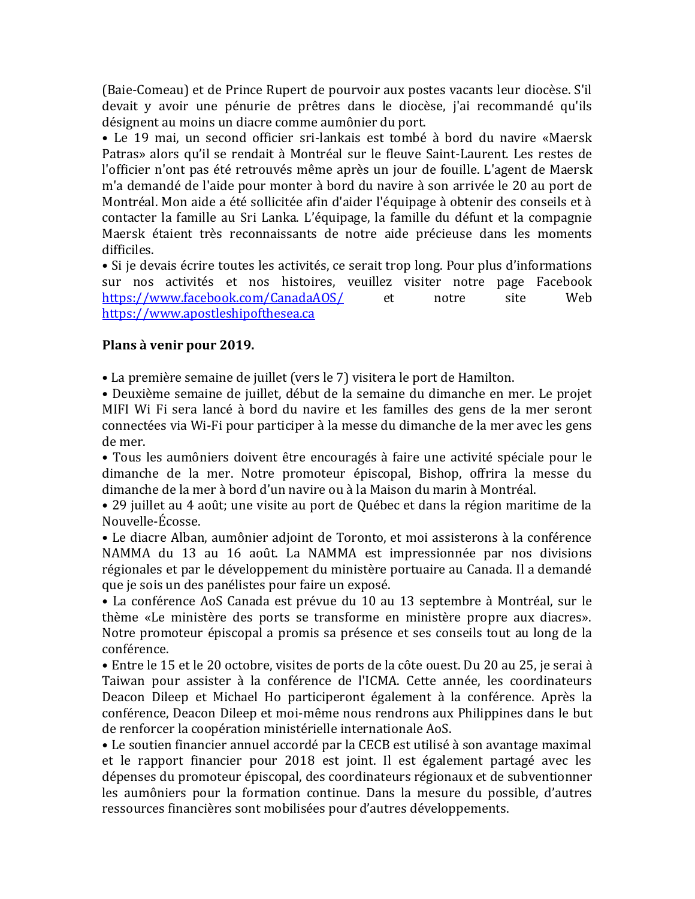(Baie-Comeau) et de Prince Rupert de pourvoir aux postes vacants leur diocèse. S'il devait y avoir une pénurie de prêtres dans le diocèse, j'ai recommandé qu'ils désignent au moins un diacre comme aumônier du port.

• Le 19 mai, un second officier sri-lankais est tombé à bord du navire «Maersk Patras» alors qu'il se rendait à Montréal sur le fleuve Saint-Laurent. Les restes de l'officier n'ont pas été retrouvés même après un jour de fouille. L'agent de Maersk m'a demandé de l'aide pour monter à bord du navire à son arrivée le 20 au port de Montréal. Mon aide a été sollicitée afin d'aider l'équipage à obtenir des conseils et à contacter la famille au Sri Lanka. L'équipage, la famille du défunt et la compagnie Maersk étaient très reconnaissants de notre aide précieuse dans les moments difficiles.

• Si je devais écrire toutes les activités, ce serait trop long. Pour plus d'informations sur nos activités et nos histoires, veuillez visiter notre page Facebook https://www.facebook.com/CanadaAOS/ et notre site Web https://www.apostleshipofthesea.ca

**Plans à venir pour 2019.**

• La première semaine de juillet (vers le 7) visitera le port de Hamilton.

• Deuxième semaine de juillet, début de la semaine du dimanche en mer. Le projet MIFI Wi Fi sera lancé à bord du navire et les familles des gens de la mer seront connectées via Wi-Fi pour participer à la messe du dimanche de la mer avec les gens de mer.

• Tous les aumôniers doivent être encouragés à faire une activité spéciale pour le dimanche de la mer. Notre promoteur épiscopal, Bishop, offrira la messe du dimanche de la mer à bord d'un navire ou à la Maison du marin à Montréal.

• 29 juillet au 4 août; une visite au port de Québec et dans la région maritime de la Nouvelle-Écosse.

• Le diacre Alban, aumônier adjoint de Toronto, et moi assisterons à la conférence NAMMA du 13 au 16 août. La NAMMA est impressionnée par nos divisions régionales et par le développement du ministère portuaire au Canada. Il a demandé que je sois un des panélistes pour faire un exposé.

• La conférence AoS Canada est prévue du 10 au 13 septembre à Montréal, sur le thème «Le ministère des ports se transforme en ministère propre aux diacres». Notre promoteur épiscopal a promis sa présence et ses conseils tout au long de la conférence.

• Entre le 15 et le 20 octobre, visites de ports de la côte ouest. Du 20 au 25, je serai à Taiwan pour assister à la conférence de l'ICMA. Cette année, les coordinateurs Deacon Dileep et Michael Ho participeront également à la conférence. Après la conférence, Deacon Dileep et moi-même nous rendrons aux Philippines dans le but de renforcer la coopération ministérielle internationale AoS.

• Le soutien financier annuel accordé par la CECB est utilisé à son avantage maximal et le rapport financier pour 2018 est joint. Il est également partagé avec les dépenses du promoteur épiscopal, des coordinateurs régionaux et de subventionner les aumôniers pour la formation continue. Dans la mesure du possible, d'autres ressources financières sont mobilisées pour d'autres développements.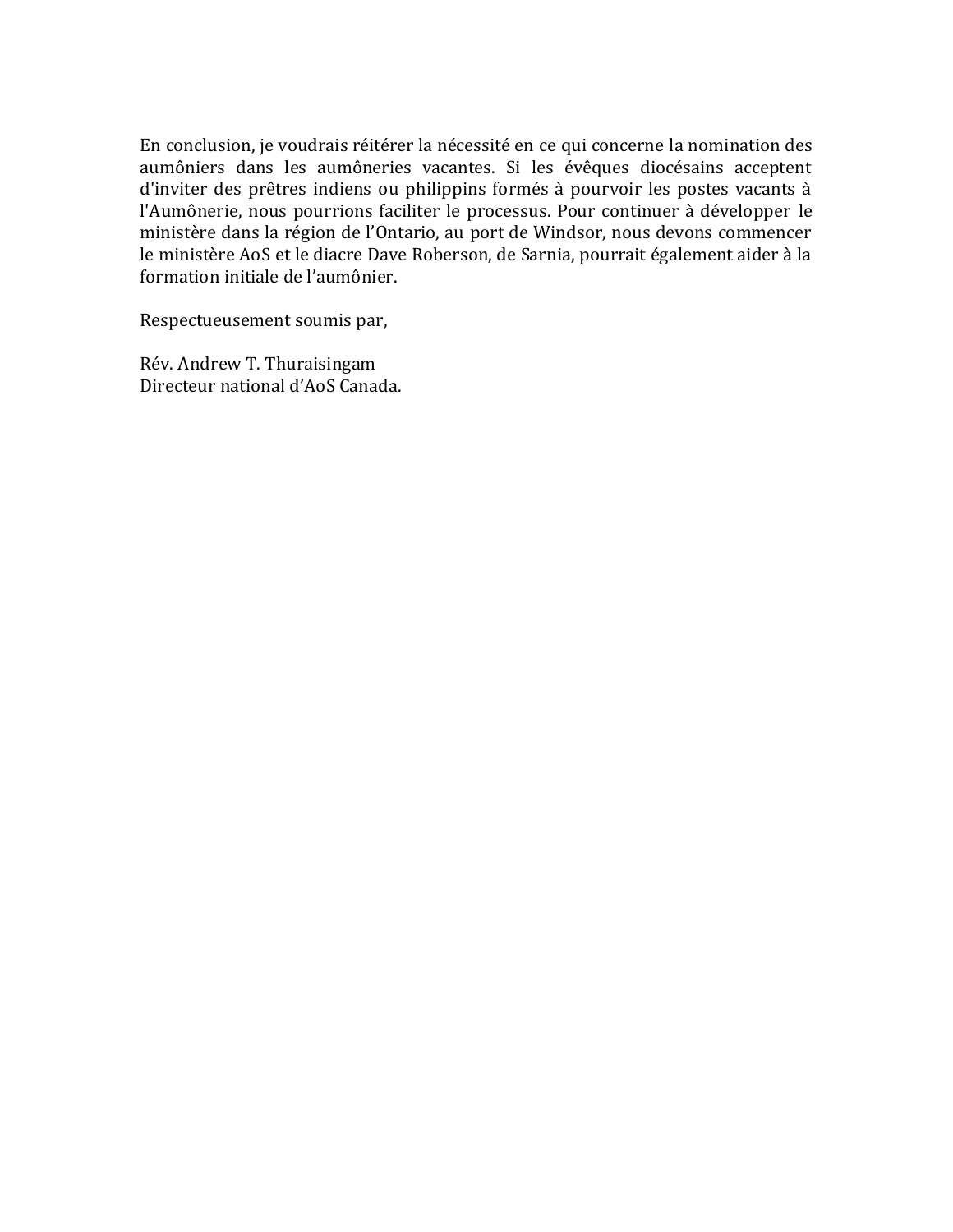En conclusion, je voudrais réitérer la nécessité en ce qui concerne la nomination des aumôniers dans les aumôneries vacantes. Si les évêques diocésains acceptent d'inviter des prêtres indiens ou philippins formés à pourvoir les postes vacants à l'Aumônerie, nous pourrions faciliter le processus. Pour continuer à développer le ministère dans la région de l'Ontario, au port de Windsor, nous devons commencer le ministère AoS et le diacre Dave Roberson, de Sarnia, pourrait également aider à la formation initiale de l'aumônier.

Respectueusement soumis par,

Rév. Andrew T. Thuraisingam
Directeur national d'AoS Canada.